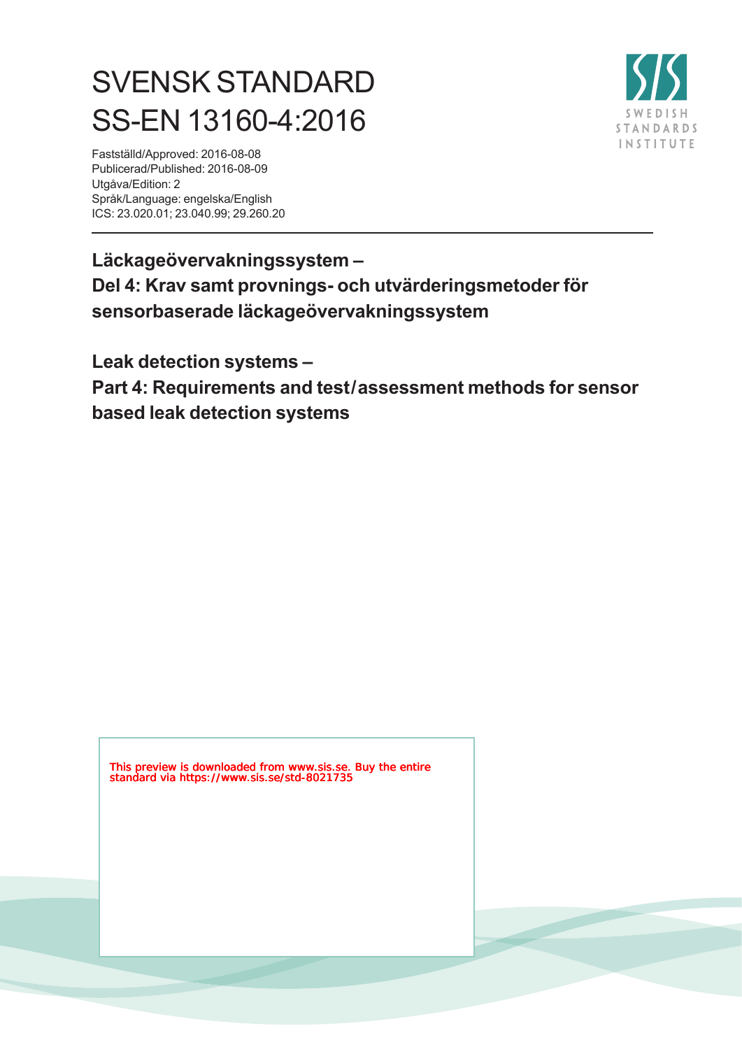# SVENSK STANDARD
# SS-EN 13160-4:2016

Fastställd/Approved: 2016-08-08
Publicerad/Published: 2016-08-09
Utgåva/Edition: 2
Språk/Language: engelska/English
ICS: 23.020.01; 23.040.99; 29.260.20

SWEDISH STANDARDS INSTITUTE

---

**Läckageövervakningssystem –**
**Del 4: Krav samt provnings- och utvärderingsmetoder för sensorbaserade läckageövervakningssystem**

**Leak detection systems –**
**Part 4: Requirements and test/assessment methods for sensor based leak detection systems**

This preview is downloaded from www.sis.se. Buy the entire standard via https://www.sis.se/std-8021735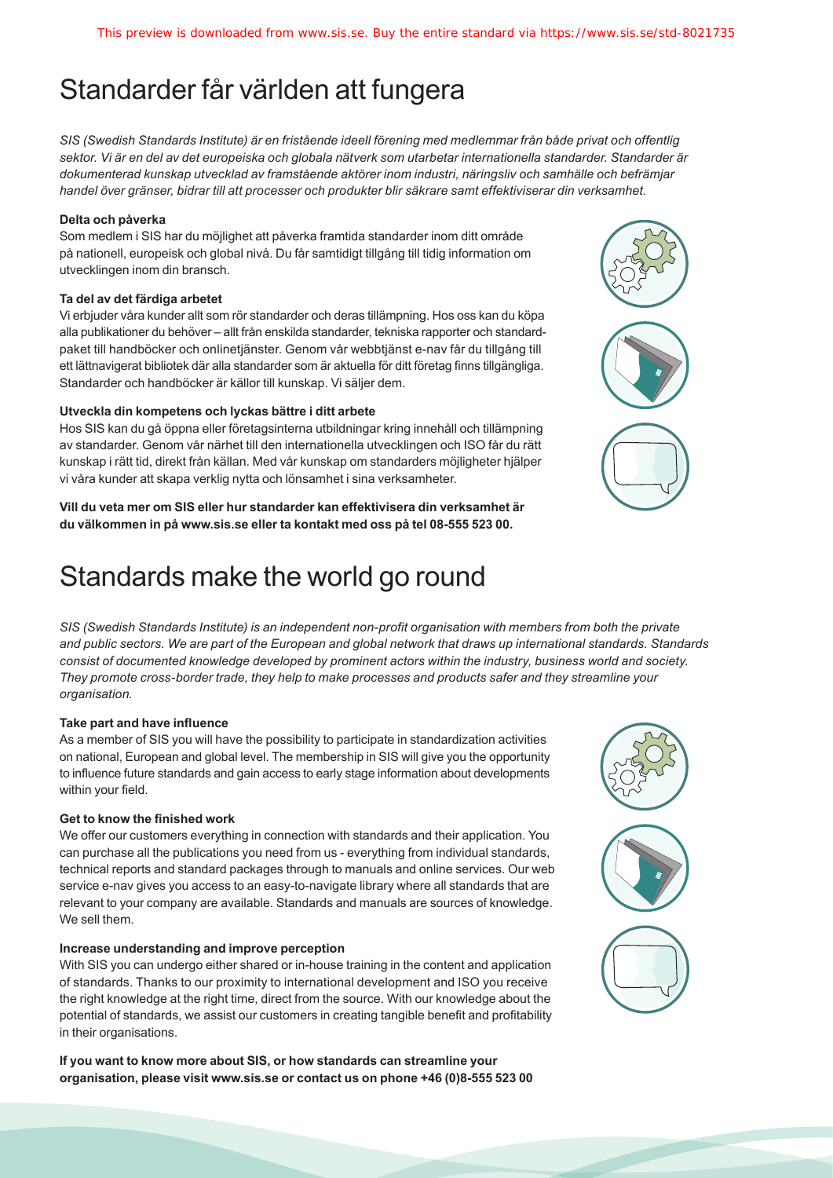# Standarder får världen att fungera

*SIS (Swedish Standards Institute) är en fristående ideell förening med medlemmar från både privat och offentlig sektor. Vi är en del av det europeiska och globala nätverk som utarbetar internationella standarder. Standarder är dokumenterad kunskap utvecklad av framstående aktörer inom industri, näringsliv och samhälle och befrämjar handel över gränser, bidrar till att processer och produkter blir säkrare samt effektiviserar din verksamhet.*

**Delta och påverka**

Som medlem i SIS har du möjlighet att påverka framtida standarder inom ditt område på nationell, europeisk och global nivå. Du får samtidigt tillgång till tidig information om utvecklingen inom din bransch.

**Ta del av det färdiga arbetet**

Vi erbjuder våra kunder allt som rör standarder och deras tillämpning. Hos oss kan du köpa alla publikationer du behöver – allt från enskilda standarder, tekniska rapporter och standardpaket till handböcker och onlinetjänster. Genom vår webbtjänst e-nav får du tillgång till ett lättnavigerat bibliotek där alla standarder som är aktuella för ditt företag finns tillgängliga. Standarder och handböcker är källor till kunskap. Vi säljer dem.

**Utveckla din kompetens och lyckas bättre i ditt arbete**

Hos SIS kan du gå öppna eller företagsinterna utbildningar kring innehåll och tillämpning av standarder. Genom vår närhet till den internationella utvecklingen och ISO får du rätt kunskap i rätt tid, direkt från källan. Med vår kunskap om standarders möjligheter hjälper vi våra kunder att skapa verklig nytta och lönsamhet i sina verksamheter.

**Vill du veta mer om SIS eller hur standarder kan effektivisera din verksamhet är du välkommen in på www.sis.se eller ta kontakt med oss på tel 08-555 523 00.**

# Standards make the world go round

*SIS (Swedish Standards Institute) is an independent non-profit organisation with members from both the private and public sectors. We are part of the European and global network that draws up international standards. Standards consist of documented knowledge developed by prominent actors within the industry, business world and society. They promote cross-border trade, they help to make processes and products safer and they streamline your organisation.*

**Take part and have influence**

As a member of SIS you will have the possibility to participate in standardization activities on national, European and global level. The membership in SIS will give you the opportunity to influence future standards and gain access to early stage information about developments within your field.

**Get to know the finished work**

We offer our customers everything in connection with standards and their application. You can purchase all the publications you need from us - everything from individual standards, technical reports and standard packages through to manuals and online services. Our web service e-nav gives you access to an easy-to-navigate library where all standards that are relevant to your company are available. Standards and manuals are sources of knowledge. We sell them.

**Increase understanding and improve perception**

With SIS you can undergo either shared or in-house training in the content and application of standards. Thanks to our proximity to international development and ISO you receive the right knowledge at the right time, direct from the source. With our knowledge about the potential of standards, we assist our customers in creating tangible benefit and profitability in their organisations.

**If you want to know more about SIS, or how standards can streamline your organisation, please visit www.sis.se or contact us on phone +46 (0)8-555 523 00**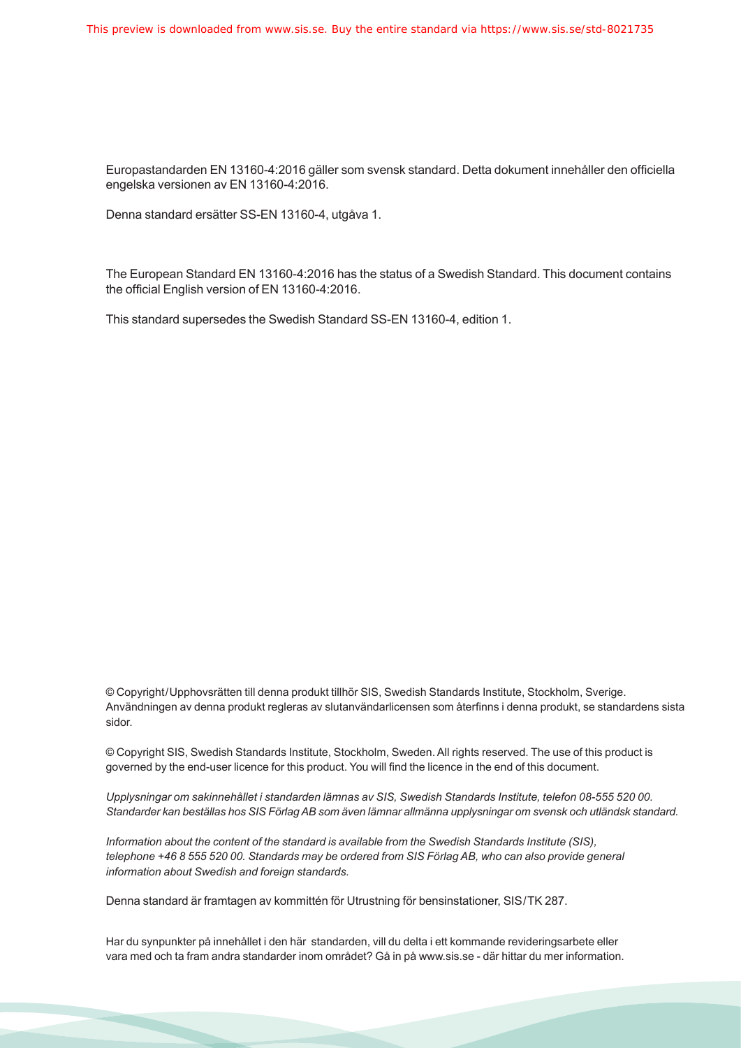Europastandarden EN 13160-4:2016 gäller som svensk standard. Detta dokument innehåller den officiella engelska versionen av EN 13160-4:2016.

Denna standard ersätter SS-EN 13160-4, utgåva 1.

The European Standard EN 13160-4:2016 has the status of a Swedish Standard. This document contains the official English version of EN 13160-4:2016.

This standard supersedes the Swedish Standard SS-EN 13160-4, edition 1.

© Copyright/Upphovsrätten till denna produkt tillhör SIS, Swedish Standards Institute, Stockholm, Sverige. Användningen av denna produkt regleras av slutanvändarlicensen som återfinns i denna produkt, se standardens sista sidor.

© Copyright SIS, Swedish Standards Institute, Stockholm, Sweden. All rights reserved. The use of this product is governed by the end-user licence for this product. You will find the licence in the end of this document.

*Upplysningar om sakinnehållet i standarden lämnas av SIS, Swedish Standards Institute, telefon 08-555 520 00. Standarder kan beställas hos SIS Förlag AB som även lämnar allmänna upplysningar om svensk och utländsk standard.*

*Information about the content of the standard is available from the Swedish Standards Institute (SIS), telephone +46 8 555 520 00. Standards may be ordered from SIS Förlag AB, who can also provide general information about Swedish and foreign standards.*

Denna standard är framtagen av kommittén för Utrustning för bensinstationer, SIS/TK 287.

Har du synpunkter på innehållet i den här standarden, vill du delta i ett kommande revideringsarbete eller vara med och ta fram andra standarder inom området? Gå in på www.sis.se - där hittar du mer information.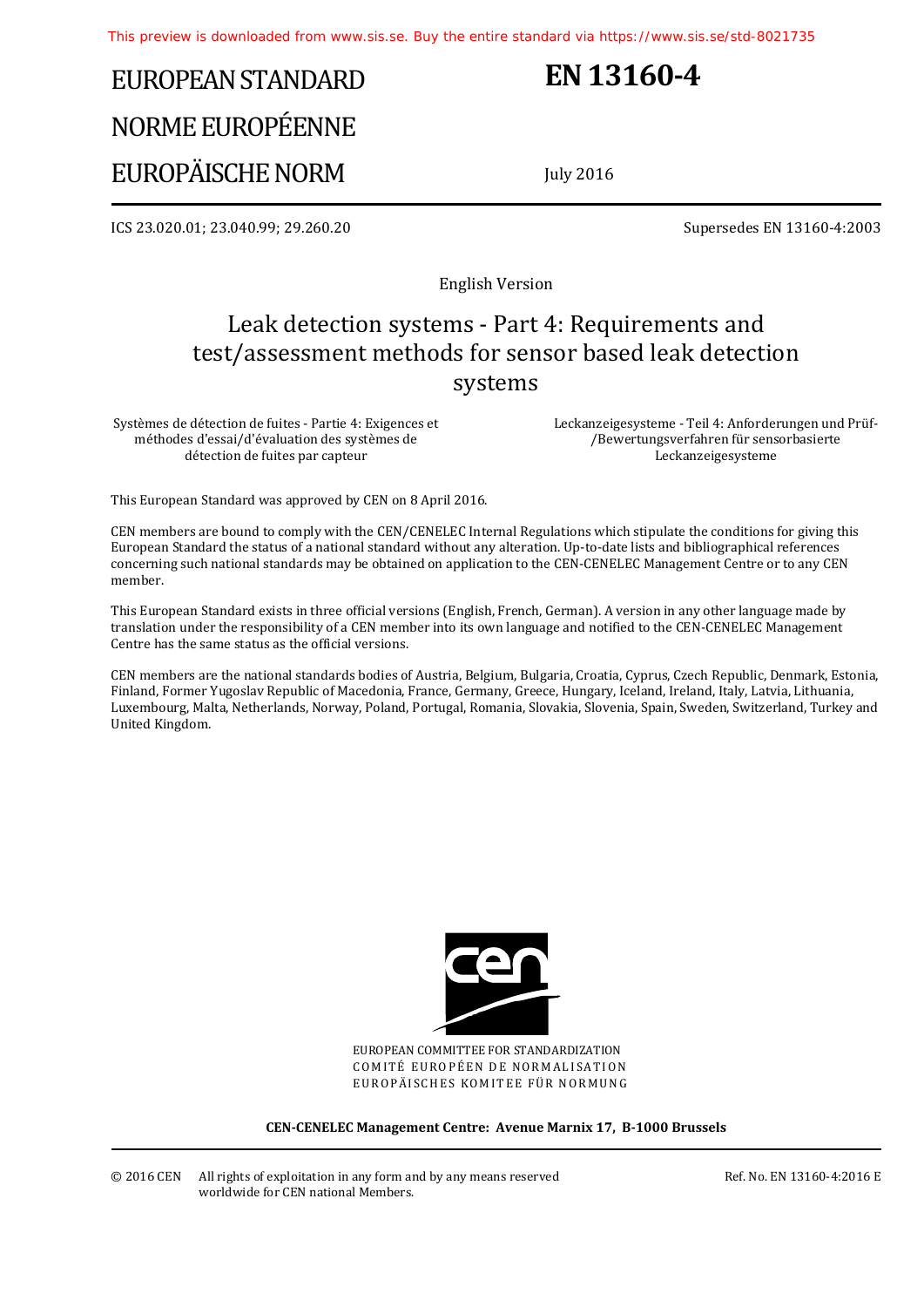# EUROPEAN STANDARD
# NORME EUROPÉENNE
# EUROPÄISCHE NORM

**EN 13160-4**

July 2016

ICS 23.020.01; 23.040.99; 29.260.20

Supersedes EN 13160-4:2003

English Version

## Leak detection systems - Part 4: Requirements and test/assessment methods for sensor based leak detection systems

Systèmes de détection de fuites - Partie 4: Exigences et méthodes d'essai/d'évaluation des systèmes de détection de fuites par capteur

Leckanzeigesysteme - Teil 4: Anforderungen und Prüf-/Bewertungsverfahren für sensorbasierte Leckanzeigesysteme

This European Standard was approved by CEN on 8 April 2016.

CEN members are bound to comply with the CEN/CENELEC Internal Regulations which stipulate the conditions for giving this European Standard the status of a national standard without any alteration. Up-to-date lists and bibliographical references concerning such national standards may be obtained on application to the CEN-CENELEC Management Centre or to any CEN member.

This European Standard exists in three official versions (English, French, German). A version in any other language made by translation under the responsibility of a CEN member into its own language and notified to the CEN-CENELEC Management Centre has the same status as the official versions.

CEN members are the national standards bodies of Austria, Belgium, Bulgaria, Croatia, Cyprus, Czech Republic, Denmark, Estonia, Finland, Former Yugoslav Republic of Macedonia, France, Germany, Greece, Hungary, Iceland, Ireland, Italy, Latvia, Lithuania, Luxembourg, Malta, Netherlands, Norway, Poland, Portugal, Romania, Slovakia, Slovenia, Spain, Sweden, Switzerland, Turkey and United Kingdom.

EUROPEAN COMMITTEE FOR STANDARDIZATION
COMITÉ EUROPÉEN DE NORMALISATION
EUROPÄISCHES KOMITEE FÜR NORMUNG

**CEN-CENELEC Management Centre: Avenue Marnix 17, B-1000 Brussels**

© 2016 CEN All rights of exploitation in any form and by any means reserved worldwide for CEN national Members.

Ref. No. EN 13160-4:2016 E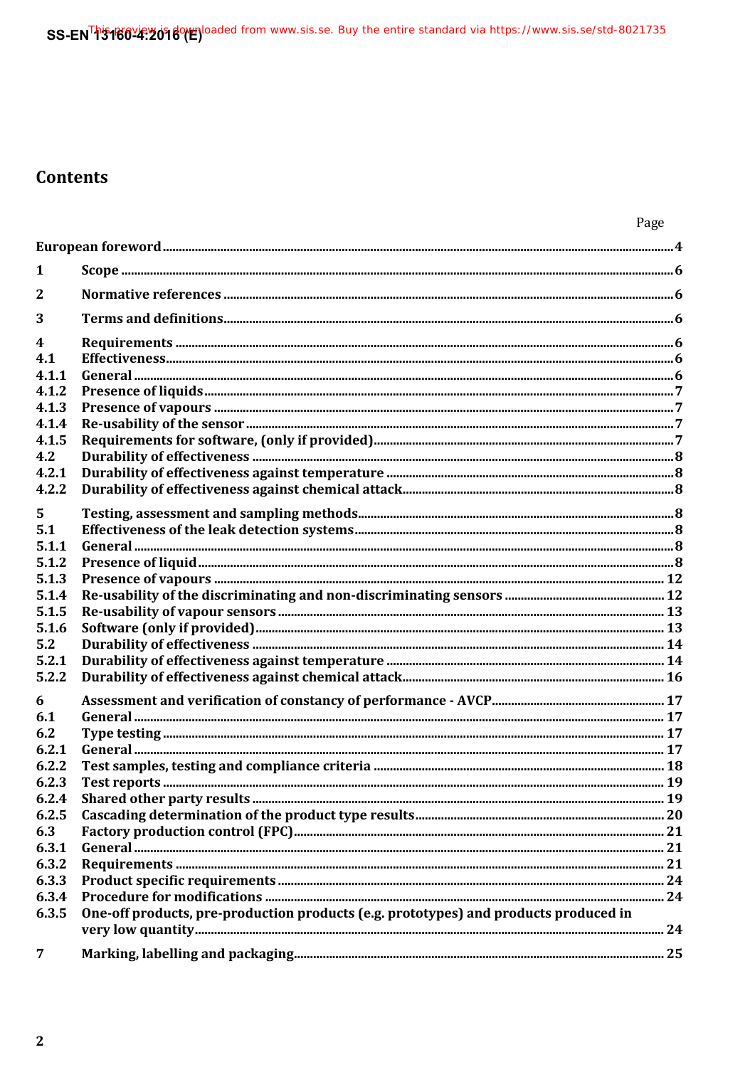# Contents

| | | Page |
|---|---|---|
| **European foreword** | | **4** |
| **1** | **Scope** | **6** |
| **2** | **Normative references** | **6** |
| **3** | **Terms and definitions** | **6** |
| **4** | **Requirements** | **6** |
| **4.1** | **Effectiveness** | **6** |
| **4.1.1** | **General** | **6** |
| **4.1.2** | **Presence of liquids** | **7** |
| **4.1.3** | **Presence of vapours** | **7** |
| **4.1.4** | **Re-usability of the sensor** | **7** |
| **4.1.5** | **Requirements for software, (only if provided)** | **7** |
| **4.2** | **Durability of effectiveness** | **8** |
| **4.2.1** | **Durability of effectiveness against temperature** | **8** |
| **4.2.2** | **Durability of effectiveness against chemical attack** | **8** |
| **5** | **Testing, assessment and sampling methods** | **8** |
| **5.1** | **Effectiveness of the leak detection systems** | **8** |
| **5.1.1** | **General** | **8** |
| **5.1.2** | **Presence of liquid** | **8** |
| **5.1.3** | **Presence of vapours** | **12** |
| **5.1.4** | **Re-usability of the discriminating and non-discriminating sensors** | **12** |
| **5.1.5** | **Re-usability of vapour sensors** | **13** |
| **5.1.6** | **Software (only if provided)** | **13** |
| **5.2** | **Durability of effectiveness** | **14** |
| **5.2.1** | **Durability of effectiveness against temperature** | **14** |
| **5.2.2** | **Durability of effectiveness against chemical attack** | **16** |
| **6** | **Assessment and verification of constancy of performance - AVCP** | **17** |
| **6.1** | **General** | **17** |
| **6.2** | **Type testing** | **17** |
| **6.2.1** | **General** | **17** |
| **6.2.2** | **Test samples, testing and compliance criteria** | **18** |
| **6.2.3** | **Test reports** | **19** |
| **6.2.4** | **Shared other party results** | **19** |
| **6.2.5** | **Cascading determination of the product type results** | **20** |
| **6.3** | **Factory production control (FPC)** | **21** |
| **6.3.1** | **General** | **21** |
| **6.3.2** | **Requirements** | **21** |
| **6.3.3** | **Product specific requirements** | **24** |
| **6.3.4** | **Procedure for modifications** | **24** |
| **6.3.5** | **One-off products, pre-production products (e.g. prototypes) and products produced in very low quantity** | **24** |
| **7** | **Marking, labelling and packaging** | **25** |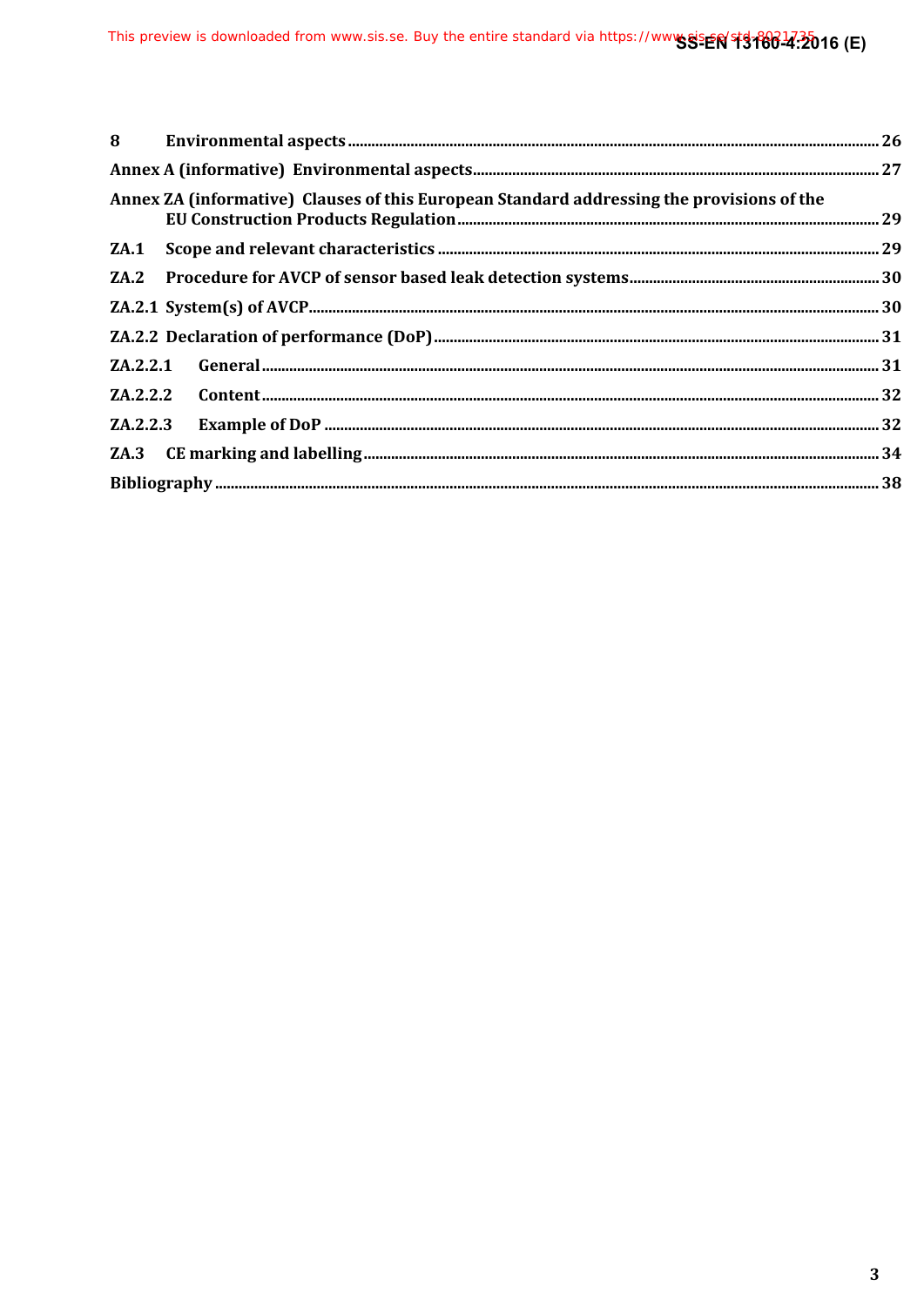8 Environmental aspects ... 26

Annex A (informative) Environmental aspects ... 27

Annex ZA (informative) Clauses of this European Standard addressing the provisions of the EU Construction Products Regulation ... 29

ZA.1 Scope and relevant characteristics ... 29

ZA.2 Procedure for AVCP of sensor based leak detection systems ... 30

ZA.2.1 System(s) of AVCP ... 30

ZA.2.2 Declaration of performance (DoP) ... 31

ZA.2.2.1 General ... 31

ZA.2.2.2 Content ... 32

ZA.2.2.3 Example of DoP ... 32

ZA.3 CE marking and labelling ... 34

Bibliography ... 38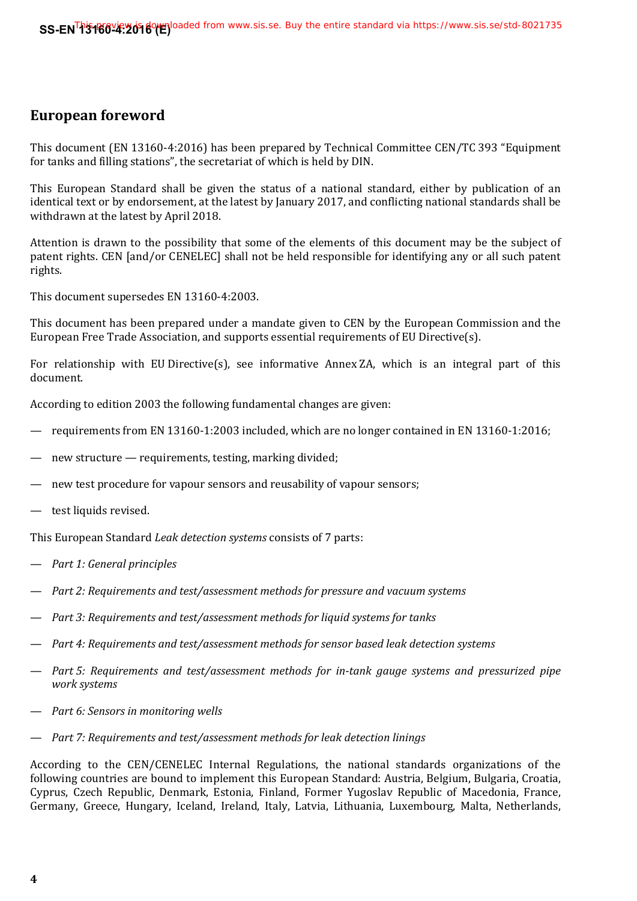## European foreword

This document (EN 13160-4:2016) has been prepared by Technical Committee CEN/TC 393 “Equipment for tanks and filling stations”, the secretariat of which is held by DIN.

This European Standard shall be given the status of a national standard, either by publication of an identical text or by endorsement, at the latest by January 2017, and conflicting national standards shall be withdrawn at the latest by April 2018.

Attention is drawn to the possibility that some of the elements of this document may be the subject of patent rights. CEN [and/or CENELEC] shall not be held responsible for identifying any or all such patent rights.

This document supersedes EN 13160-4:2003.

This document has been prepared under a mandate given to CEN by the European Commission and the European Free Trade Association, and supports essential requirements of EU Directive(s).

For relationship with EU Directive(s), see informative Annex ZA, which is an integral part of this document.

According to edition 2003 the following fundamental changes are given:

— requirements from EN 13160-1:2003 included, which are no longer contained in EN 13160-1:2016;

— new structure — requirements, testing, marking divided;

— new test procedure for vapour sensors and reusability of vapour sensors;

— test liquids revised.

This European Standard *Leak detection systems* consists of 7 parts:

— *Part 1: General principles*

— *Part 2: Requirements and test/assessment methods for pressure and vacuum systems*

— *Part 3: Requirements and test/assessment methods for liquid systems for tanks*

— *Part 4: Requirements and test/assessment methods for sensor based leak detection systems*

— *Part 5: Requirements and test/assessment methods for in-tank gauge systems and pressurized pipe work systems*

— *Part 6: Sensors in monitoring wells*

— *Part 7: Requirements and test/assessment methods for leak detection linings*

According to the CEN/CENELEC Internal Regulations, the national standards organizations of the following countries are bound to implement this European Standard: Austria, Belgium, Bulgaria, Croatia, Cyprus, Czech Republic, Denmark, Estonia, Finland, Former Yugoslav Republic of Macedonia, France, Germany, Greece, Hungary, Iceland, Ireland, Italy, Latvia, Lithuania, Luxembourg, Malta, Netherlands,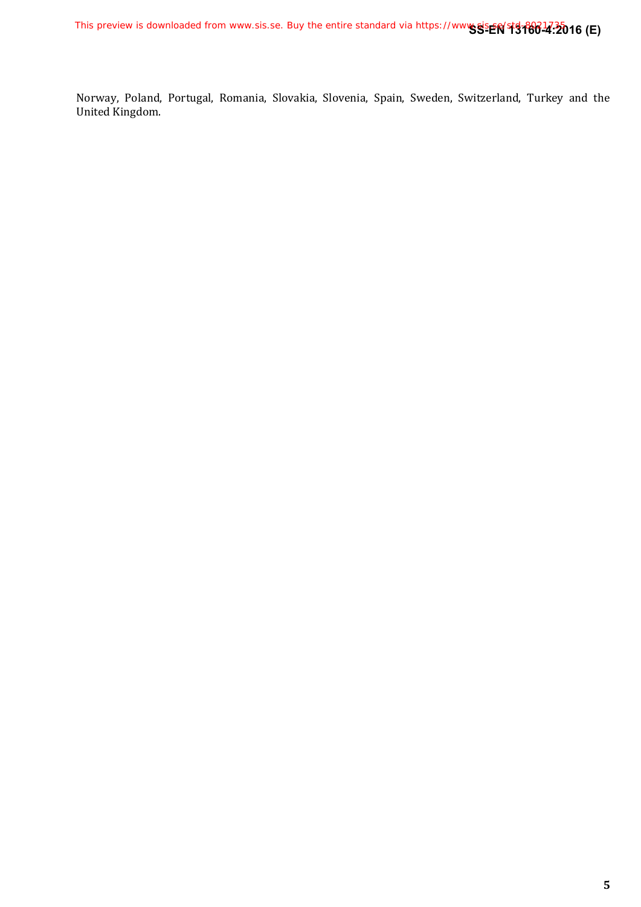Norway, Poland, Portugal, Romania, Slovakia, Slovenia, Spain, Sweden, Switzerland, Turkey and the United Kingdom.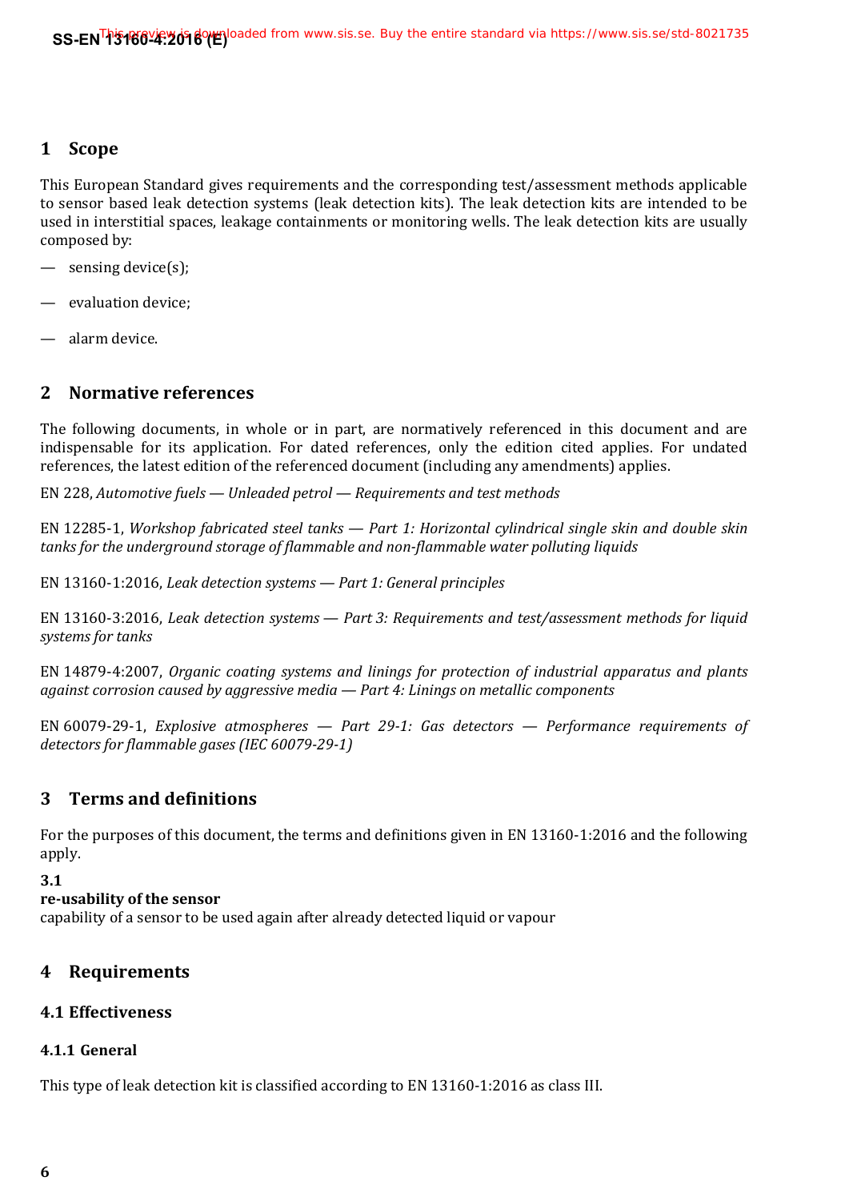## 1 Scope

This European Standard gives requirements and the corresponding test/assessment methods applicable to sensor based leak detection systems (leak detection kits). The leak detection kits are intended to be used in interstitial spaces, leakage containments or monitoring wells. The leak detection kits are usually composed by:

- sensing device(s);
- evaluation device;
- alarm device.

## 2 Normative references

The following documents, in whole or in part, are normatively referenced in this document and are indispensable for its application. For dated references, only the edition cited applies. For undated references, the latest edition of the referenced document (including any amendments) applies.

EN 228, *Automotive fuels — Unleaded petrol — Requirements and test methods*

EN 12285-1, *Workshop fabricated steel tanks — Part 1: Horizontal cylindrical single skin and double skin tanks for the underground storage of flammable and non-flammable water polluting liquids*

EN 13160-1:2016, *Leak detection systems — Part 1: General principles*

EN 13160-3:2016, *Leak detection systems — Part 3: Requirements and test/assessment methods for liquid systems for tanks*

EN 14879-4:2007, *Organic coating systems and linings for protection of industrial apparatus and plants against corrosion caused by aggressive media — Part 4: Linings on metallic components*

EN 60079-29-1, *Explosive atmospheres — Part 29-1: Gas detectors — Performance requirements of detectors for flammable gases (IEC 60079-29-1)*

## 3 Terms and definitions

For the purposes of this document, the terms and definitions given in EN 13160-1:2016 and the following apply.

**3.1**
**re-usability of the sensor**
capability of a sensor to be used again after already detected liquid or vapour

## 4 Requirements

### 4.1 Effectiveness

#### 4.1.1 General

This type of leak detection kit is classified according to EN 13160-1:2016 as class III.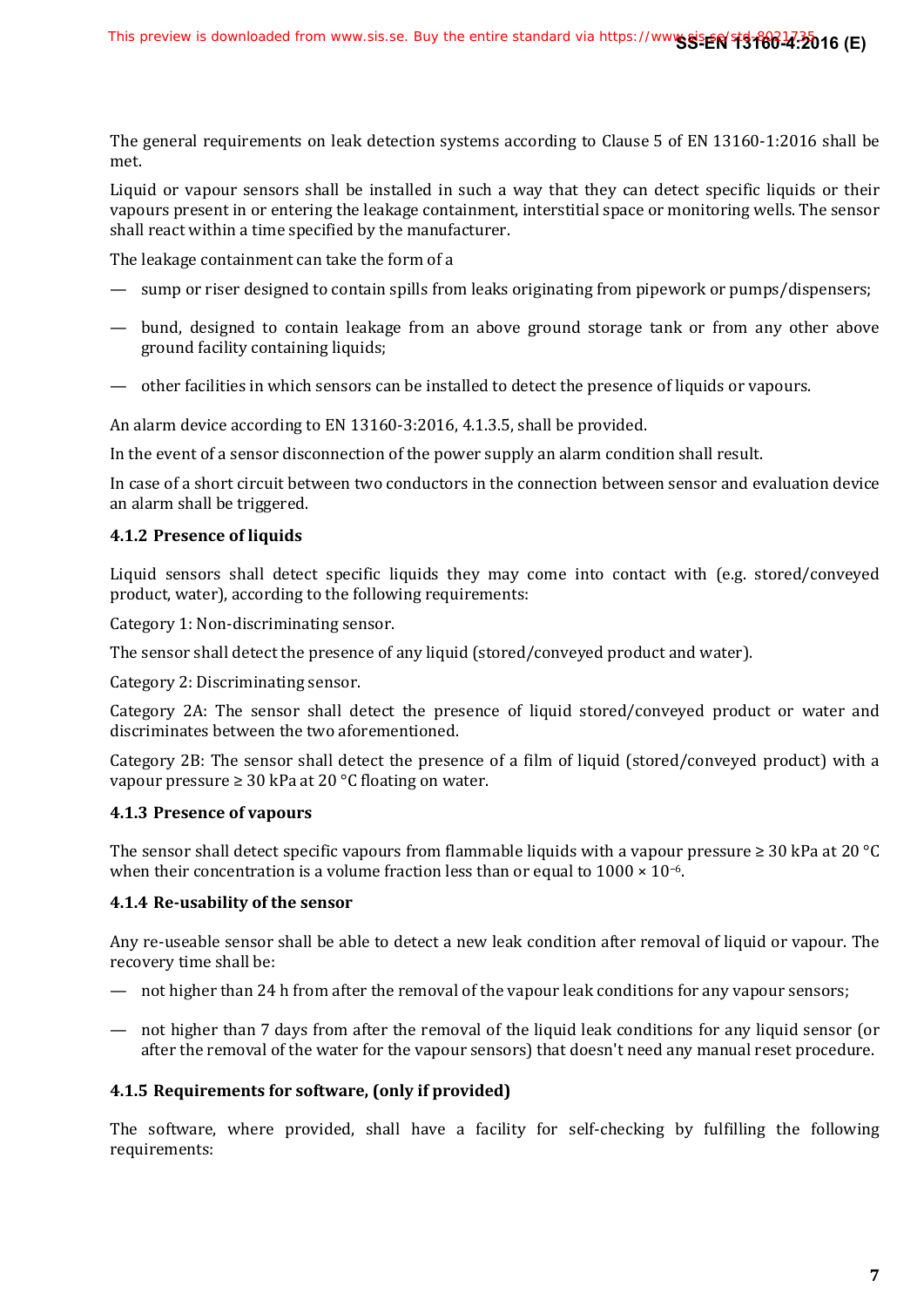The general requirements on leak detection systems according to Clause 5 of EN 13160-1:2016 shall be met.

Liquid or vapour sensors shall be installed in such a way that they can detect specific liquids or their vapours present in or entering the leakage containment, interstitial space or monitoring wells. The sensor shall react within a time specified by the manufacturer.

The leakage containment can take the form of a

- sump or riser designed to contain spills from leaks originating from pipework or pumps/dispensers;
- bund, designed to contain leakage from an above ground storage tank or from any other above ground facility containing liquids;
- other facilities in which sensors can be installed to detect the presence of liquids or vapours.

An alarm device according to EN 13160-3:2016, 4.1.3.5, shall be provided.

In the event of a sensor disconnection of the power supply an alarm condition shall result.

In case of a short circuit between two conductors in the connection between sensor and evaluation device an alarm shall be triggered.

### 4.1.2 Presence of liquids

Liquid sensors shall detect specific liquids they may come into contact with (e.g. stored/conveyed product, water), according to the following requirements:

Category 1: Non-discriminating sensor.

The sensor shall detect the presence of any liquid (stored/conveyed product and water).

Category 2: Discriminating sensor.

Category 2A: The sensor shall detect the presence of liquid stored/conveyed product or water and discriminates between the two aforementioned.

Category 2B: The sensor shall detect the presence of a film of liquid (stored/conveyed product) with a vapour pressure ≥ 30 kPa at 20 °C floating on water.

### 4.1.3 Presence of vapours

The sensor shall detect specific vapours from flammable liquids with a vapour pressure ≥ 30 kPa at 20 °C when their concentration is a volume fraction less than or equal to $1000 \times 10^{-6}$.

### 4.1.4 Re-usability of the sensor

Any re-useable sensor shall be able to detect a new leak condition after removal of liquid or vapour. The recovery time shall be:

- not higher than 24 h from after the removal of the vapour leak conditions for any vapour sensors;
- not higher than 7 days from after the removal of the liquid leak conditions for any liquid sensor (or after the removal of the water for the vapour sensors) that doesn't need any manual reset procedure.

### 4.1.5 Requirements for software, (only if provided)

The software, where provided, shall have a facility for self-checking by fulfilling the following requirements: